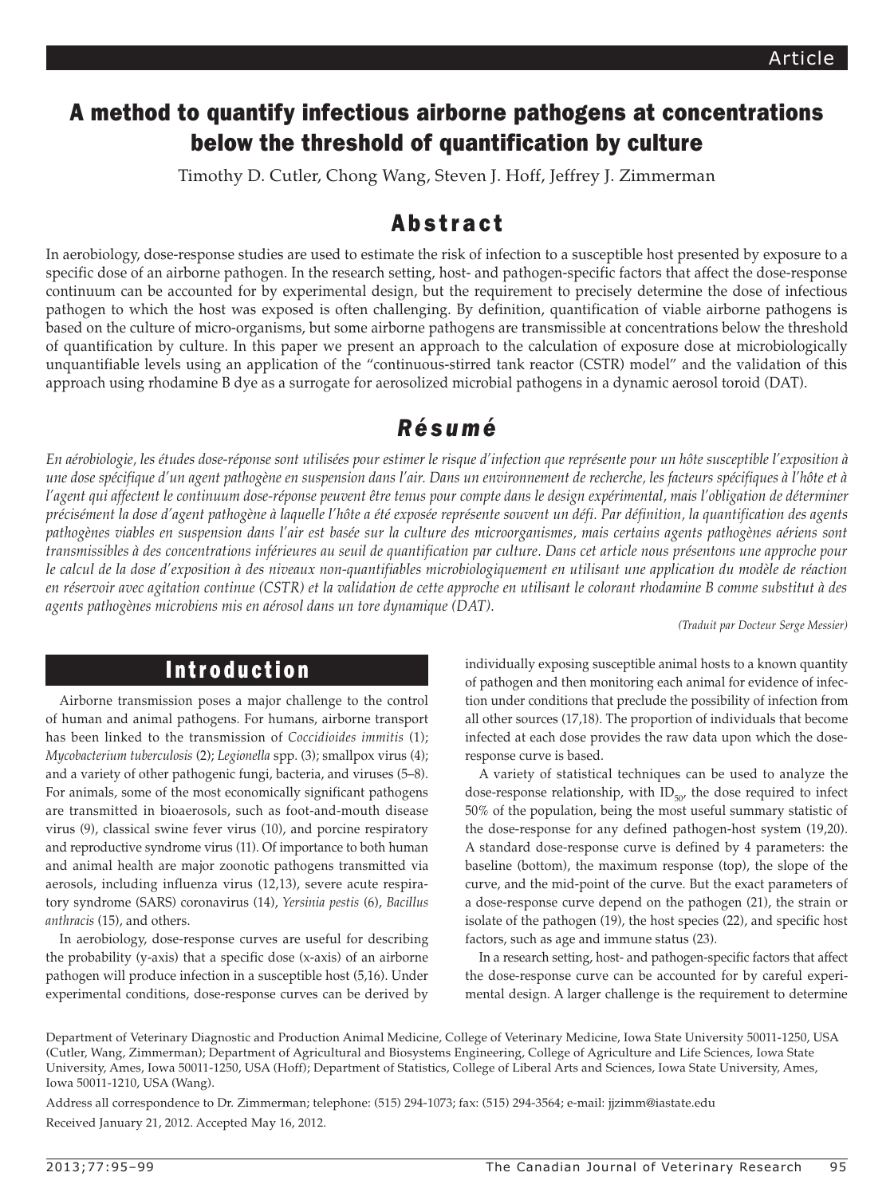# A method to quantify infectious airborne pathogens at concentrations below the threshold of quantification by culture

Timothy D. Cutler, Chong Wang, Steven J. Hoff, Jeffrey J. Zimmerman

## Abstract

In aerobiology, dose-response studies are used to estimate the risk of infection to a susceptible host presented by exposure to a specific dose of an airborne pathogen. In the research setting, host- and pathogen-specific factors that affect the dose-response continuum can be accounted for by experimental design, but the requirement to precisely determine the dose of infectious pathogen to which the host was exposed is often challenging. By definition, quantification of viable airborne pathogens is based on the culture of micro-organisms, but some airborne pathogens are transmissible at concentrations below the threshold of quantification by culture. In this paper we present an approach to the calculation of exposure dose at microbiologically unquantifiable levels using an application of the "continuous-stirred tank reactor (CSTR) model" and the validation of this approach using rhodamine B dye as a surrogate for aerosolized microbial pathogens in a dynamic aerosol toroid (DAT).

## Résumé

*En aérobiologie, les études dose-réponse sont utilisées pour estimer le risque d'infection que représente pour un hôte susceptible l'exposition à une dose spécifique d'un agent pathogène en suspension dans l'air. Dans un environnement de recherche, les facteurs spécifiques à l'hôte et à l'agent qui affectent le continuum dose-réponse peuvent être tenus pour compte dans le design expérimental, mais l'obligation de déterminer précisément la dose d'agent pathogène à laquelle l'hôte a été exposée représente souvent un défi. Par définition, la quantification des agents pathogènes viables en suspension dans l'air est basée sur la culture des microorganismes, mais certains agents pathogènes aériens sont transmissibles à des concentrations inférieures au seuil de quantification par culture. Dans cet article nous présentons une approche pour le calcul de la dose d'exposition à des niveaux non-quantifiables microbiologiquement en utilisant une application du modèle de réaction en réservoir avec agitation continue (CSTR) et la validation de cette approche en utilisant le colorant rhodamine B comme substitut à des agents pathogènes microbiens mis en aérosol dans un tore dynamique (DAT).*

*(Traduit par Docteur Serge Messier)*

## Introduction

Airborne transmission poses a major challenge to the control of human and animal pathogens. For humans, airborne transport has been linked to the transmission of *Coccidioides immitis* (1); *Mycobacterium tuberculosis* (2); *Legionella* spp. (3); smallpox virus (4); and a variety of other pathogenic fungi, bacteria, and viruses (5–8). For animals, some of the most economically significant pathogens are transmitted in bioaerosols, such as foot-and-mouth disease virus (9), classical swine fever virus (10), and porcine respiratory and reproductive syndrome virus (11). Of importance to both human and animal health are major zoonotic pathogens transmitted via aerosols, including influenza virus (12,13), severe acute respiratory syndrome (SARS) coronavirus (14), *Yersinia pestis* (6), *Bacillus anthracis* (15), and others.

In aerobiology, dose-response curves are useful for describing the probability (y-axis) that a specific dose (x-axis) of an airborne pathogen will produce infection in a susceptible host (5,16). Under experimental conditions, dose-response curves can be derived by individually exposing susceptible animal hosts to a known quantity of pathogen and then monitoring each animal for evidence of infection under conditions that preclude the possibility of infection from all other sources (17,18). The proportion of individuals that become infected at each dose provides the raw data upon which the dose-response curve is based.

A variety of statistical techniques can be used to analyze the dose-response relationship, with $ID_{50}$, the dose required to infect 50% of the population, being the most useful summary statistic of the dose-response for any defined pathogen-host system (19,20). A standard dose-response curve is defined by 4 parameters: the baseline (bottom), the maximum response (top), the slope of the curve, and the mid-point of the curve. But the exact parameters of a dose-response curve depend on the pathogen (21), the strain or isolate of the pathogen (19), the host species (22), and specific host factors, such as age and immune status (23).

In a research setting, host- and pathogen-specific factors that affect the dose-response curve can be accounted for by careful experimental design. A larger challenge is the requirement to determine

Department of Veterinary Diagnostic and Production Animal Medicine, College of Veterinary Medicine, Iowa State University 50011-1250, USA (Cutler, Wang, Zimmerman); Department of Agricultural and Biosystems Engineering, College of Agriculture and Life Sciences, Iowa State University, Ames, Iowa 50011-1250, USA (Hoff); Department of Statistics, College of Liberal Arts and Sciences, Iowa State University, Ames, Iowa 50011-1210, USA (Wang).

Address all correspondence to Dr. Zimmerman; telephone: (515) 294-1073; fax: (515) 294-3564; e-mail: jjzimm@iastate.edu

Received January 21, 2012. Accepted May 16, 2012.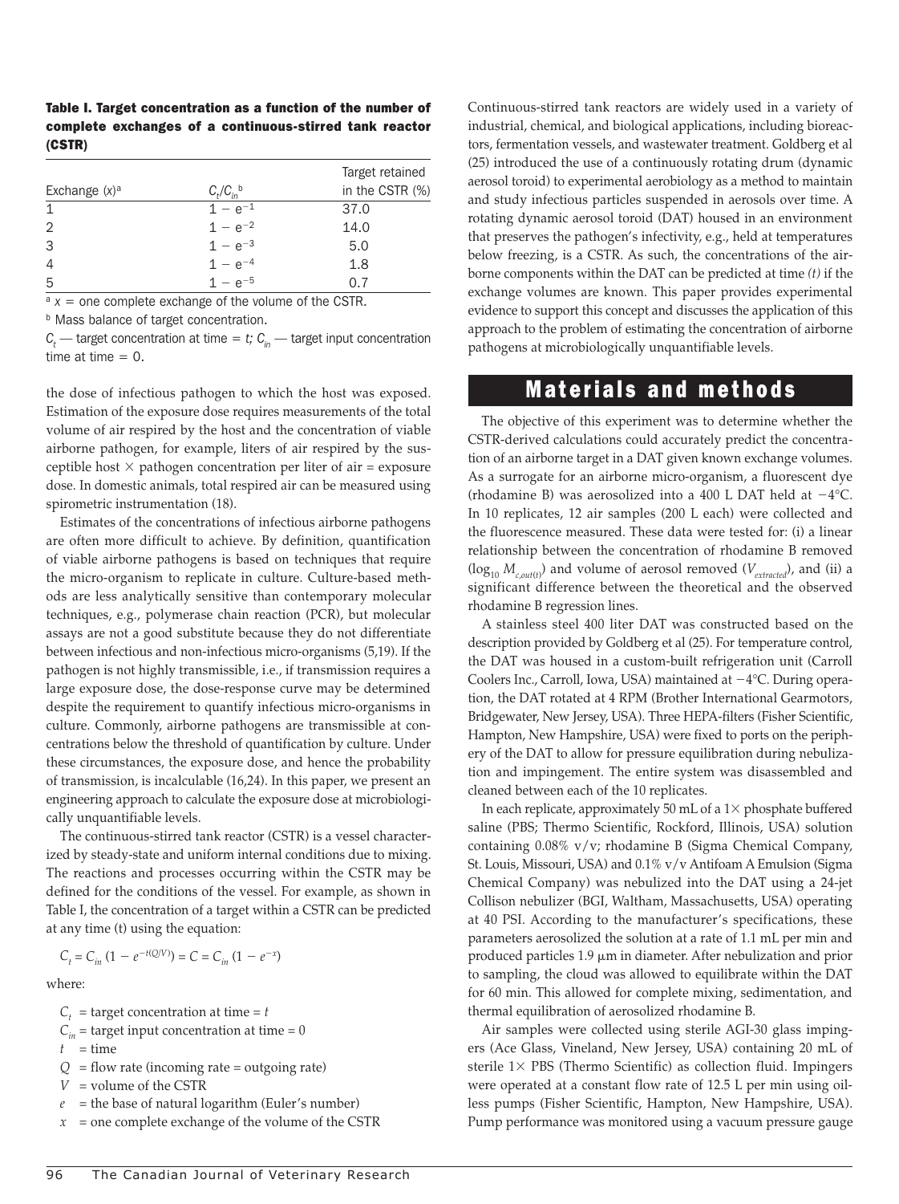**Table I. Target concentration as a function of the number of complete exchanges of a continuous-stirred tank reactor (CSTR)**

| Exchange ($x$)[a] | $C_t/C_{in}$[b] | Target retained in the CSTR (%) |
|---|---|---|
| 1 | $1 - e^{-1}$ | 37.0 |
| 2 | $1 - e^{-2}$ | 14.0 |
| 3 | $1 - e^{-3}$ | 5.0 |
| 4 | $1 - e^{-4}$ | 1.8 |
| 5 | $1 - e^{-5}$ | 0.7 |

[a] $x$ = one complete exchange of the volume of the CSTR.
[b] Mass balance of target concentration.
$C_t$ — target concentration at time = $t$; $C_{in}$ — target input concentration time at time = 0.

the dose of infectious pathogen to which the host was exposed. Estimation of the exposure dose requires measurements of the total volume of air respired by the host and the concentration of viable airborne pathogen, for example, liters of air respired by the susceptible host × pathogen concentration per liter of air = exposure dose. In domestic animals, total respired air can be measured using spirometric instrumentation (18).

Estimates of the concentrations of infectious airborne pathogens are often more difficult to achieve. By definition, quantification of viable airborne pathogens is based on techniques that require the micro-organism to replicate in culture. Culture-based methods are less analytically sensitive than contemporary molecular techniques, e.g., polymerase chain reaction (PCR), but molecular assays are not a good substitute because they do not differentiate between infectious and non-infectious micro-organisms (5,19). If the pathogen is not highly transmissible, i.e., if transmission requires a large exposure dose, the dose-response curve may be determined despite the requirement to quantify infectious micro-organisms in culture. Commonly, airborne pathogens are transmissible at concentrations below the threshold of quantification by culture. Under these circumstances, the exposure dose, and hence the probability of transmission, is incalculable (16,24). In this paper, we present an engineering approach to calculate the exposure dose at microbiologically unquantifiable levels.

The continuous-stirred tank reactor (CSTR) is a vessel characterized by steady-state and uniform internal conditions due to mixing. The reactions and processes occurring within the CSTR may be defined for the conditions of the vessel. For example, as shown in Table I, the concentration of a target within a CSTR can be predicted at any time (t) using the equation:

$$C_t = C_{in}\,(1 - e^{-t(Q/V)}) = C = C_{in}\,(1 - e^{-x})$$

where:

- $C_t$ = target concentration at time = $t$
- $C_{in}$ = target input concentration at time = 0
- $t$ = time
- $Q$ = flow rate (incoming rate = outgoing rate)
- $V$ = volume of the CSTR
- $e$ = the base of natural logarithm (Euler's number)
- $x$ = one complete exchange of the volume of the CSTR

Continuous-stirred tank reactors are widely used in a variety of industrial, chemical, and biological applications, including bioreactors, fermentation vessels, and wastewater treatment. Goldberg et al (25) introduced the use of a continuously rotating drum (dynamic aerosol toroid) to experimental aerobiology as a method to maintain and study infectious particles suspended in aerosols over time. A rotating dynamic aerosol toroid (DAT) housed in an environment that preserves the pathogen's infectivity, e.g., held at temperatures below freezing, is a CSTR. As such, the concentrations of the airborne components within the DAT can be predicted at time *(t)* if the exchange volumes are known. This paper provides experimental evidence to support this concept and discusses the application of this approach to the problem of estimating the concentration of airborne pathogens at microbiologically unquantifiable levels.

## Materials and methods

The objective of this experiment was to determine whether the CSTR-derived calculations could accurately predict the concentration of an airborne target in a DAT given known exchange volumes. As a surrogate for an airborne micro-organism, a fluorescent dye (rhodamine B) was aerosolized into a 400 L DAT held at −4°C. In 10 replicates, 12 air samples (200 L each) were collected and the fluorescence measured. These data were tested for: (i) a linear relationship between the concentration of rhodamine B removed ($\log_{10} M_{c,out(t)}$) and volume of aerosol removed ($V_{extracted}$), and (ii) a significant difference between the theoretical and the observed rhodamine B regression lines.

A stainless steel 400 liter DAT was constructed based on the description provided by Goldberg et al (25). For temperature control, the DAT was housed in a custom-built refrigeration unit (Carroll Coolers Inc., Carroll, Iowa, USA) maintained at −4°C. During operation, the DAT rotated at 4 RPM (Brother International Gearmotors, Bridgewater, New Jersey, USA). Three HEPA-filters (Fisher Scientific, Hampton, New Hampshire, USA) were fixed to ports on the periphery of the DAT to allow for pressure equilibration during nebulization and impingement. The entire system was disassembled and cleaned between each of the 10 replicates.

In each replicate, approximately 50 mL of a 1× phosphate buffered saline (PBS; Thermo Scientific, Rockford, Illinois, USA) solution containing 0.08% v/v; rhodamine B (Sigma Chemical Company, St. Louis, Missouri, USA) and 0.1% v/v Antifoam A Emulsion (Sigma Chemical Company) was nebulized into the DAT using a 24-jet Collison nebulizer (BGI, Waltham, Massachusetts, USA) operating at 40 PSI. According to the manufacturer's specifications, these parameters aerosolized the solution at a rate of 1.1 mL per min and produced particles 1.9 μm in diameter. After nebulization and prior to sampling, the cloud was allowed to equilibrate within the DAT for 60 min. This allowed for complete mixing, sedimentation, and thermal equilibration of aerosolized rhodamine B.

Air samples were collected using sterile AGI-30 glass impingers (Ace Glass, Vineland, New Jersey, USA) containing 20 mL of sterile 1× PBS (Thermo Scientific) as collection fluid. Impingers were operated at a constant flow rate of 12.5 L per min using oilless pumps (Fisher Scientific, Hampton, New Hampshire, USA). Pump performance was monitored using a vacuum pressure gauge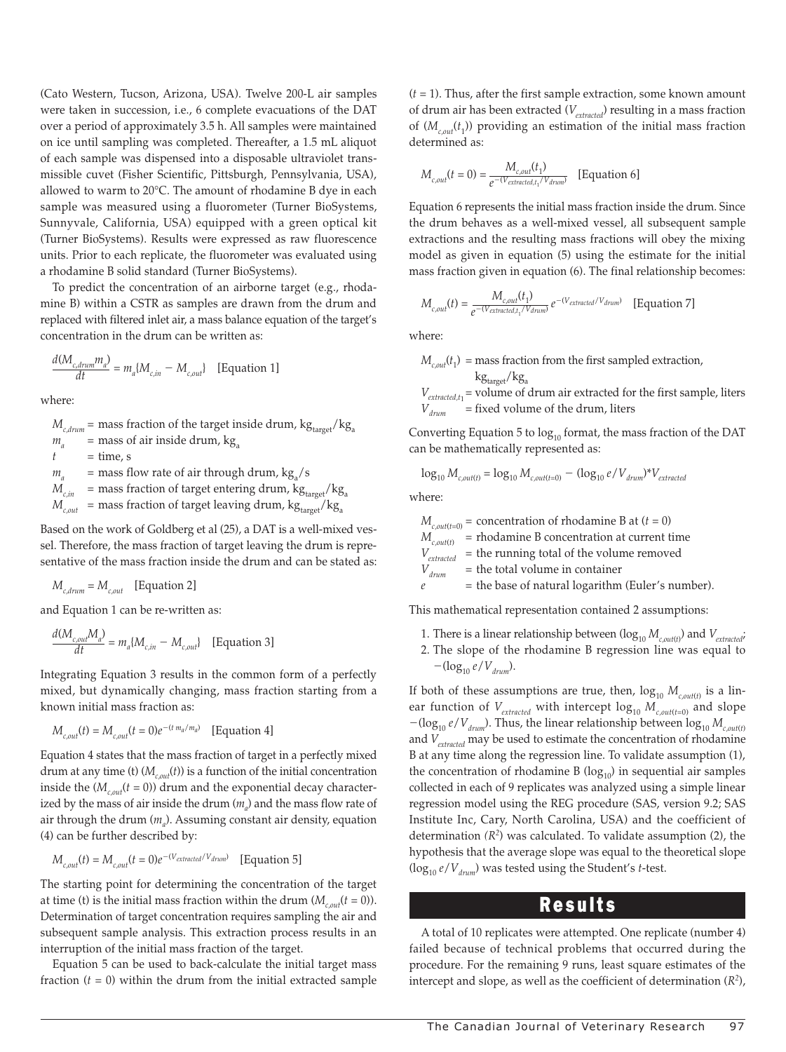(Cato Western, Tucson, Arizona, USA). Twelve 200-L air samples were taken in succession, i.e., 6 complete evacuations of the DAT over a period of approximately 3.5 h. All samples were maintained on ice until sampling was completed. Thereafter, a 1.5 mL aliquot of each sample was dispensed into a disposable ultraviolet transmissible cuvet (Fisher Scientific, Pittsburgh, Pennsylvania, USA), allowed to warm to 20°C. The amount of rhodamine B dye in each sample was measured using a fluorometer (Turner BioSystems, Sunnyvale, California, USA) equipped with a green optical kit (Turner BioSystems). Results were expressed as raw fluorescence units. Prior to each replicate, the fluorometer was evaluated using a rhodamine B solid standard (Turner BioSystems).

To predict the concentration of an airborne target (e.g., rhodamine B) within a CSTR as samples are drawn from the drum and replaced with filtered inlet air, a mass balance equation of the target's concentration in the drum can be written as:

$$\frac{d(M_{c,drum}m_a)}{dt} = \dot{m}_a\{M_{c,in} - M_{c,out}\} \quad \text{[Equation 1]}$$

where:

$M_{c,drum}$ = mass fraction of the target inside drum, $\text{kg}_{\text{target}}/\text{kg}_{\text{a}}$
$m_a$ = mass of air inside drum, $\text{kg}_{\text{a}}$
$t$ = time, s
$\dot{m}_a$ = mass flow rate of air through drum, $\text{kg}_{\text{a}}/\text{s}$
$M_{c,in}$ = mass fraction of target entering drum, $\text{kg}_{\text{target}}/\text{kg}_{\text{a}}$
$M_{c,out}$ = mass fraction of target leaving drum, $\text{kg}_{\text{target}}/\text{kg}_{\text{a}}$

Based on the work of Goldberg et al (25), a DAT is a well-mixed vessel. Therefore, the mass fraction of target leaving the drum is representative of the mass fraction inside the drum and can be stated as:

$$M_{c,drum} = M_{c,out} \quad \text{[Equation 2]}$$

and Equation 1 can be re-written as:

$$\frac{d(M_{c,out}M_a)}{dt} = \dot{m}_a\{M_{c,in} - M_{c,out}\} \quad \text{[Equation 3]}$$

Integrating Equation 3 results in the common form of a perfectly mixed, but dynamically changing, mass fraction starting from a known initial mass fraction as:

$$M_{c,out}(t) = M_{c,out}(t=0)e^{-(t\,\dot{m}_a/m_a)} \quad \text{[Equation 4]}$$

Equation 4 states that the mass fraction of target in a perfectly mixed drum at any time (t) ($M_{c,out}(t)$) is a function of the initial concentration inside the ($M_{c,out}(t=0)$) drum and the exponential decay characterized by the mass of air inside the drum ($m_a$) and the mass flow rate of air through the drum ($\dot{m}_a$). Assuming constant air density, equation (4) can be further described by:

$$M_{c,out}(t) = M_{c,out}(t=0)e^{-(V_{extracted}/V_{drum})} \quad \text{[Equation 5]}$$

The starting point for determining the concentration of the target at time (t) is the initial mass fraction within the drum ($M_{c,out}(t=0)$). Determination of target concentration requires sampling the air and subsequent sample analysis. This extraction process results in an interruption of the initial mass fraction of the target.

Equation 5 can be used to back-calculate the initial target mass fraction ($t = 0$) within the drum from the initial extracted sample ($t = 1$). Thus, after the first sample extraction, some known amount of drum air has been extracted ($V_{extracted}$) resulting in a mass fraction of ($M_{c,out}(t_1)$) providing an estimation of the initial mass fraction determined as:

$$M_{c,out}(t=0) = \frac{M_{c,out}(t_1)}{e^{-(V_{extracted,t_1}/V_{drum})}} \quad \text{[Equation 6]}$$

Equation 6 represents the initial mass fraction inside the drum. Since the drum behaves as a well-mixed vessel, all subsequent sample extractions and the resulting mass fractions will obey the mixing model as given in equation (5) using the estimate for the initial mass fraction given in equation (6). The final relationship becomes:

$$M_{c,out}(t) = \frac{M_{c,out}(t_1)}{e^{-(V_{extracted,t_1}/V_{drum})}}\, e^{-(V_{extracted}/V_{drum})} \quad \text{[Equation 7]}$$

where:

$M_{c,out}(t_1)$ = mass fraction from the first sampled extraction, $\text{kg}_{\text{target}}/\text{kg}_{\text{a}}$
$V_{extracted,t_1}$ = volume of drum air extracted for the first sample, liters
$V_{drum}$ = fixed volume of the drum, liters

Converting Equation 5 to $\log_{10}$ format, the mass fraction of the DAT can be mathematically represented as:

$$\log_{10} M_{c,out(t)} = \log_{10} M_{c,out(t=0)} - (\log_{10} e/V_{drum})*V_{extracted}$$

where:

$M_{c,out(t=0)}$ = concentration of rhodamine B at ($t = 0$)
$M_{c,out(t)}$ = rhodamine B concentration at current time
$V_{extracted}$ = the running total of the volume removed
$V_{drum}$ = the total volume in container
$e$ = the base of natural logarithm (Euler's number).

This mathematical representation contained 2 assumptions:

1. There is a linear relationship between ($\log_{10} M_{c,out(t)}$) and $V_{extracted}$;
2. The slope of the rhodamine B regression line was equal to $-(\log_{10} e/V_{drum})$.

If both of these assumptions are true, then, $\log_{10} M_{c,out(t)}$ is a linear function of $V_{extracted}$ with intercept $\log_{10} M_{c,out(t=0)}$ and slope $-(\log_{10} e/V_{drum})$. Thus, the linear relationship between $\log_{10} M_{c,out(t)}$ and $V_{extracted}$ may be used to estimate the concentration of rhodamine B at any time along the regression line. To validate assumption (1), the concentration of rhodamine B ($\log_{10}$) in sequential air samples collected in each of 9 replicates was analyzed using a simple linear regression model using the REG procedure (SAS, version 9.2; SAS Institute Inc, Cary, North Carolina, USA) and the coefficient of determination ($R^2$) was calculated. To validate assumption (2), the hypothesis that the average slope was equal to the theoretical slope ($\log_{10} e/V_{drum}$) was tested using the Student's $t$-test.

## Results

A total of 10 replicates were attempted. One replicate (number 4) failed because of technical problems that occurred during the procedure. For the remaining 9 runs, least square estimates of the intercept and slope, as well as the coefficient of determination ($R^2$),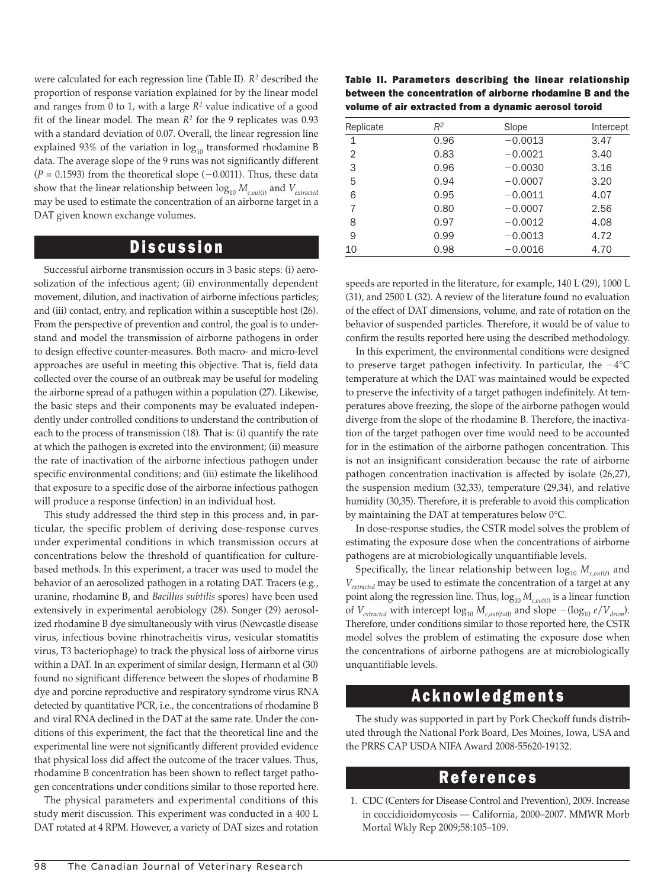were calculated for each regression line (Table II). $R^2$ described the proportion of response variation explained for by the linear model and ranges from 0 to 1, with a large $R^2$ value indicative of a good fit of the linear model. The mean $R^2$ for the 9 replicates was 0.93 with a standard deviation of 0.07. Overall, the linear regression line explained 93% of the variation in $\log_{10}$ transformed rhodamine B data. The average slope of the 9 runs was not significantly different ($P = 0.1593$) from the theoretical slope ($-0.0011$). Thus, these data show that the linear relationship between $\log_{10} M_{c,out(t)}$ and $V_{extracted}$ may be used to estimate the concentration of an airborne target in a DAT given known exchange volumes.

**Table II. Parameters describing the linear relationship between the concentration of airborne rhodamine B and the volume of air extracted from a dynamic aerosol toroid**

| Replicate | $R^2$ | Slope | Intercept |
|---|---|---|---|
| 1 | 0.96 | −0.0013 | 3.47 |
| 2 | 0.83 | −0.0021 | 3.40 |
| 3 | 0.96 | −0.0030 | 3.16 |
| 5 | 0.94 | −0.0007 | 3.20 |
| 6 | 0.95 | −0.0011 | 4.07 |
| 7 | 0.80 | −0.0007 | 2.56 |
| 8 | 0.97 | −0.0012 | 4.08 |
| 9 | 0.99 | −0.0013 | 4.72 |
| 10 | 0.98 | −0.0016 | 4.70 |

## Discussion

Successful airborne transmission occurs in 3 basic steps: (i) aerosolization of the infectious agent; (ii) environmentally dependent movement, dilution, and inactivation of airborne infectious particles; and (iii) contact, entry, and replication within a susceptible host (26). From the perspective of prevention and control, the goal is to understand and model the transmission of airborne pathogens in order to design effective counter-measures. Both macro- and micro-level approaches are useful in meeting this objective. That is, field data collected over the course of an outbreak may be useful for modeling the airborne spread of a pathogen within a population (27). Likewise, the basic steps and their components may be evaluated independently under controlled conditions to understand the contribution of each to the process of transmission (18). That is: (i) quantify the rate at which the pathogen is excreted into the environment; (ii) measure the rate of inactivation of the airborne infectious pathogen under specific environmental conditions; and (iii) estimate the likelihood that exposure to a specific dose of the airborne infectious pathogen will produce a response (infection) in an individual host.

This study addressed the third step in this process and, in particular, the specific problem of deriving dose-response curves under experimental conditions in which transmission occurs at concentrations below the threshold of quantification for culture-based methods. In this experiment, a tracer was used to model the behavior of an aerosolized pathogen in a rotating DAT. Tracers (e.g., uranine, rhodamine B, and *Bacillus subtilis* spores) have been used extensively in experimental aerobiology (28). Songer (29) aerosolized rhodamine B dye simultaneously with virus (Newcastle disease virus, infectious bovine rhinotracheitis virus, vesicular stomatitis virus, T3 bacteriophage) to track the physical loss of airborne virus within a DAT. In an experiment of similar design, Hermann et al (30) found no significant difference between the slopes of rhodamine B dye and porcine reproductive and respiratory syndrome virus RNA detected by quantitative PCR, i.e., the concentrations of rhodamine B and viral RNA declined in the DAT at the same rate. Under the conditions of this experiment, the fact that the theoretical line and the experimental line were not significantly different provided evidence that physical loss did affect the outcome of the tracer values. Thus, rhodamine B concentration has been shown to reflect target pathogen concentrations under conditions similar to those reported here.

The physical parameters and experimental conditions of this study merit discussion. This experiment was conducted in a 400 L DAT rotated at 4 RPM. However, a variety of DAT sizes and rotation speeds are reported in the literature, for example, 140 L (29), 1000 L (31), and 2500 L (32). A review of the literature found no evaluation of the effect of DAT dimensions, volume, and rate of rotation on the behavior of suspended particles. Therefore, it would be of value to confirm the results reported here using the described methodology.

In this experiment, the environmental conditions were designed to preserve target pathogen infectivity. In particular, the −4°C temperature at which the DAT was maintained would be expected to preserve the infectivity of a target pathogen indefinitely. At temperatures above freezing, the slope of the airborne pathogen would diverge from the slope of the rhodamine B. Therefore, the inactivation of the target pathogen over time would need to be accounted for in the estimation of the airborne pathogen concentration. This is not an insignificant consideration because the rate of airborne pathogen concentration inactivation is affected by isolate (26,27), the suspension medium (32,33), temperature (29,34), and relative humidity (30,35). Therefore, it is preferable to avoid this complication by maintaining the DAT at temperatures below 0°C.

In dose-response studies, the CSTR model solves the problem of estimating the exposure dose when the concentrations of airborne pathogens are at microbiologically unquantifiable levels.

Specifically, the linear relationship between $\log_{10} M_{c,out(t)}$ and $V_{extracted}$ may be used to estimate the concentration of a target at any point along the regression line. Thus, $\log_{10} M_{c,out(t)}$ is a linear function of $V_{extracted}$ with intercept $\log_{10} M_{c,out(t=0)}$ and slope $-(\log_{10} e/V_{drum})$. Therefore, under conditions similar to those reported here, the CSTR model solves the problem of estimating the exposure dose when the concentrations of airborne pathogens are at microbiologically unquantifiable levels.

## Acknowledgments

The study was supported in part by Pork Checkoff funds distributed through the National Pork Board, Des Moines, Iowa, USA and the PRRS CAP USDA NIFA Award 2008-55620-19132.

## References

1. CDC (Centers for Disease Control and Prevention), 2009. Increase in coccidioidomycosis — California, 2000–2007. MMWR Morb Mortal Wkly Rep 2009;58:105–109.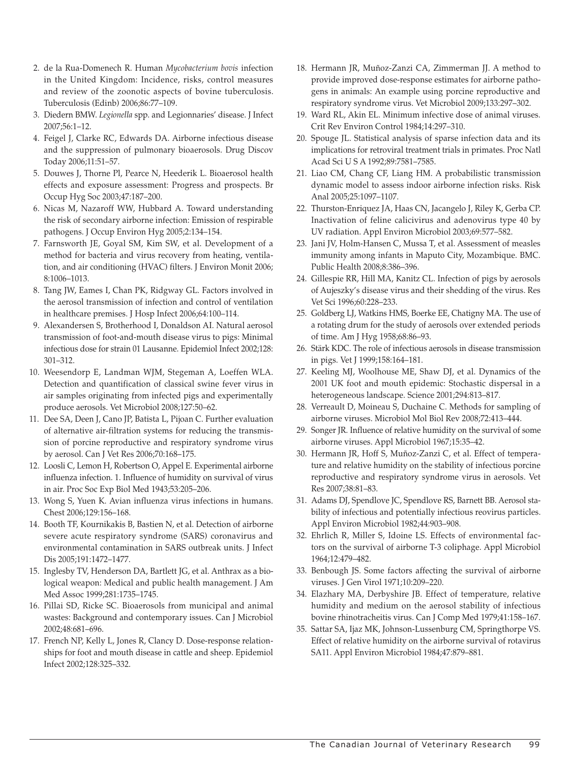2. de la Rua-Domenech R. Human *Mycobacterium bovis* infection in the United Kingdom: Incidence, risks, control measures and review of the zoonotic aspects of bovine tuberculosis. Tuberculosis (Edinb) 2006;86:77–109.
3. Diedern BMW. *Legionella* spp. and Legionnaries' disease. J Infect 2007;56:1–12.
4. Feigel J, Clarke RC, Edwards DA. Airborne infectious disease and the suppression of pulmonary bioaerosols. Drug Discov Today 2006;11:51–57.
5. Douwes J, Thorne Pl, Pearce N, Heederik L. Bioaerosol health effects and exposure assessment: Progress and prospects. Br Occup Hyg Soc 2003;47:187–200.
6. Nicas M, Nazaroff WW, Hubbard A. Toward understanding the risk of secondary airborne infection: Emission of respirable pathogens. J Occup Environ Hyg 2005;2:134–154.
7. Farnsworth JE, Goyal SM, Kim SW, et al. Development of a method for bacteria and virus recovery from heating, ventilation, and air conditioning (HVAC) filters. J Environ Monit 2006; 8:1006–1013.
8. Tang JW, Eames I, Chan PK, Ridgway GL. Factors involved in the aerosol transmission of infection and control of ventilation in healthcare premises. J Hosp Infect 2006;64:100–114.
9. Alexandersen S, Brotherhood I, Donaldson AI. Natural aerosol transmission of foot-and-mouth disease virus to pigs: Minimal infectious dose for strain 01 Lausanne. Epidemiol Infect 2002;128: 301–312.
10. Weesendorp E, Landman WJM, Stegeman A, Loeffen WLA. Detection and quantification of classical swine fever virus in air samples originating from infected pigs and experimentally produce aerosols. Vet Microbiol 2008;127:50–62.
11. Dee SA, Deen J, Cano JP, Batista L, Pijoan C. Further evaluation of alternative air-filtration systems for reducing the transmission of porcine reproductive and respiratory syndrome virus by aerosol. Can J Vet Res 2006;70:168–175.
12. Loosli C, Lemon H, Robertson O, Appel E. Experimental airborne influenza infection. 1. Influence of humidity on survival of virus in air. Proc Soc Exp Biol Med 1943;53:205–206.
13. Wong S, Yuen K. Avian influenza virus infections in humans. Chest 2006;129:156–168.
14. Booth TF, Kournikakis B, Bastien N, et al. Detection of airborne severe acute respiratory syndrome (SARS) coronavirus and environmental contamination in SARS outbreak units. J Infect Dis 2005;191:1472–1477.
15. Inglesby TV, Henderson DA, Bartlett JG, et al. Anthrax as a biological weapon: Medical and public health management. J Am Med Assoc 1999;281:1735–1745.
16. Pillai SD, Ricke SC. Bioaerosols from municipal and animal wastes: Background and contemporary issues. Can J Microbiol 2002;48:681–696.
17. French NP, Kelly L, Jones R, Clancy D. Dose-response relationships for foot and mouth disease in cattle and sheep. Epidemiol Infect 2002;128:325–332.
18. Hermann JR, Muñoz-Zanzi CA, Zimmerman JJ. A method to provide improved dose-response estimates for airborne pathogens in animals: An example using porcine reproductive and respiratory syndrome virus. Vet Microbiol 2009;133:297–302.
19. Ward RL, Akin EL. Minimum infective dose of animal viruses. Crit Rev Environ Control 1984;14:297–310.
20. Spouge JL. Statistical analysis of sparse infection data and its implications for retroviral treatment trials in primates. Proc Natl Acad Sci U S A 1992;89:7581–7585.
21. Liao CM, Chang CF, Liang HM. A probabilistic transmission dynamic model to assess indoor airborne infection risks. Risk Anal 2005;25:1097–1107.
22. Thurston-Enriquez JA, Haas CN, Jacangelo J, Riley K, Gerba CP. Inactivation of feline calicivirus and adenovirus type 40 by UV radiation. Appl Environ Microbiol 2003;69:577–582.
23. Jani JV, Holm-Hansen C, Mussa T, et al. Assessment of measles immunity among infants in Maputo City, Mozambique. BMC. Public Health 2008;8:386–396.
24. Gillespie RR, Hill MA, Kanitz CL. Infection of pigs by aerosols of Aujeszky's disease virus and their shedding of the virus. Res Vet Sci 1996;60:228–233.
25. Goldberg LJ, Watkins HMS, Boerke EE, Chatigny MA. The use of a rotating drum for the study of aerosols over extended periods of time. Am J Hyg 1958;68:86–93.
26. Stärk KDC. The role of infectious aerosols in disease transmission in pigs. Vet J 1999;158:164–181.
27. Keeling MJ, Woolhouse ME, Shaw DJ, et al. Dynamics of the 2001 UK foot and mouth epidemic: Stochastic dispersal in a heterogeneous landscape. Science 2001;294:813–817.
28. Verreault D, Moineau S, Duchaine C. Methods for sampling of airborne viruses. Microbiol Mol Biol Rev 2008;72:413–444.
29. Songer JR. Influence of relative humidity on the survival of some airborne viruses. Appl Microbiol 1967;15:35–42.
30. Hermann JR, Hoff S, Muñoz-Zanzi C, et al. Effect of temperature and relative humidity on the stability of infectious porcine reproductive and respiratory syndrome virus in aerosols. Vet Res 2007;38:81–83.
31. Adams DJ, Spendlove JC, Spendlove RS, Barnett BB. Aerosol stability of infectious and potentially infectious reovirus particles. Appl Environ Microbiol 1982;44:903–908.
32. Ehrlich R, Miller S, Idoine LS. Effects of environmental factors on the survival of airborne T-3 coliphage. Appl Microbiol 1964;12:479–482.
33. Benbough JS. Some factors affecting the survival of airborne viruses. J Gen Virol 1971;10:209–220.
34. Elazhary MA, Derbyshire JB. Effect of temperature, relative humidity and medium on the aerosol stability of infectious bovine rhinotracheitis virus. Can J Comp Med 1979;41:158–167.
35. Sattar SA, Ijaz MK, Johnson-Lussenburg CM, Springthorpe VS. Effect of relative humidity on the airborne survival of rotavirus SA11. Appl Environ Microbiol 1984;47:879–881.